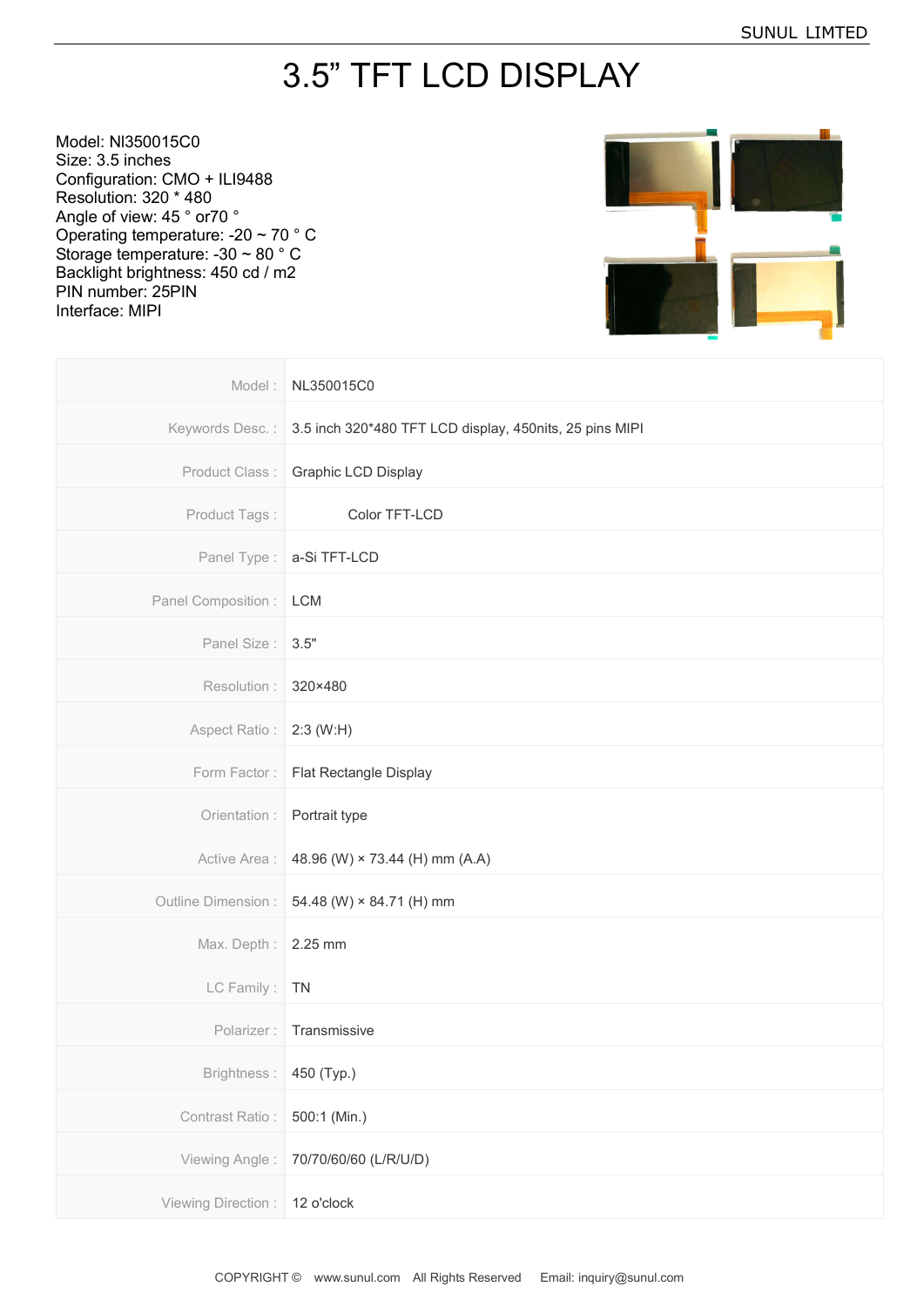# 3.5" TFT LCD DISPLAY

Model: NI350015C0
Size: 3.5 inches
Configuration: CMO + ILI9488
Resolution: 320 * 480
Angle of view: 45 ° or70 °
Operating temperature: -20 ~ 70 ° C
Storage temperature: -30 ~ 80 ° C
Backlight brightness: 450 cd / m2
PIN number: 25PIN
Interface: MIPI

| | |
|---|---|
| Model : | NL350015C0 |
| Keywords Desc. : | 3.5 inch 320*480 TFT LCD display, 450nits, 25 pins MIPI |
| Product Class : | Graphic LCD Display |
| Product Tags : | Color TFT-LCD |
| Panel Type : | a-Si TFT-LCD |
| Panel Composition : | LCM |
| Panel Size : | 3.5" |
| Resolution : | 320×480 |
| Aspect Ratio : | 2:3 (W:H) |
| Form Factor : | Flat Rectangle Display |
| Orientation : | Portrait type |
| Active Area : | 48.96 (W) × 73.44 (H) mm (A.A) |
| Outline Dimension : | 54.48 (W) × 84.71 (H) mm |
| Max. Depth : | 2.25 mm |
| LC Family : | TN |
| Polarizer : | Transmissive |
| Brightness : | 450 (Typ.) |
| Contrast Ratio : | 500:1 (Min.) |
| Viewing Angle : | 70/70/60/60 (L/R/U/D) |
| Viewing Direction : | 12 o'clock |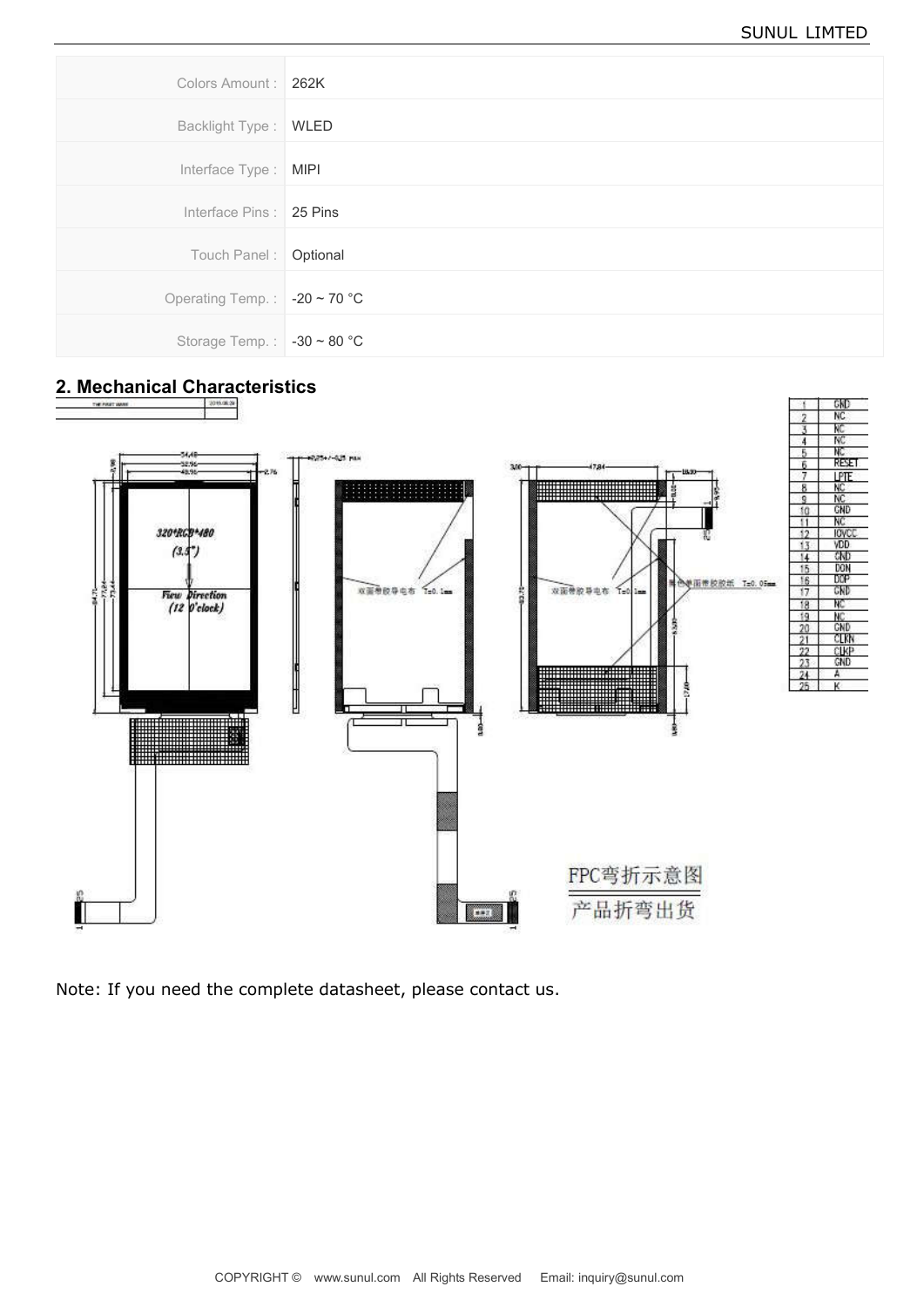| | |
|---|---|
| Colors Amount : | 262K |
| Backlight Type : | WLED |
| Interface Type : | MIPI |
| Interface Pins : | 25 Pins |
| Touch Panel : | Optional |
| Operating Temp. : | -20 ~ 70 °C |
| Storage Temp. : | -30 ~ 80 °C |

## 2. Mechanical Characteristics

| | |
|---|---|
| 1 | GND |
| 2 | NC |
| 3 | NC |
| 4 | NC |
| 5 | NC |
| 6 | RESET |
| 7 | LPTE |
| 8 | NC |
| 9 | NC |
| 10 | GND |
| 11 | NC |
| 12 | IOVCC |
| 13 | VDD |
| 14 | GND |
| 15 | D0N |
| 16 | D0P |
| 17 | GND |
| 18 | NC |
| 19 | NC |
| 20 | GND |
| 21 | CLKN |
| 22 | CLKP |
| 23 | GND |
| 24 | A |
| 25 | K |

320*RGB*480

(3.5")

View Direction

(12 O'clock)

FPC弯折示意图

产品折弯出货

Note: If you need the complete datasheet, please contact us.